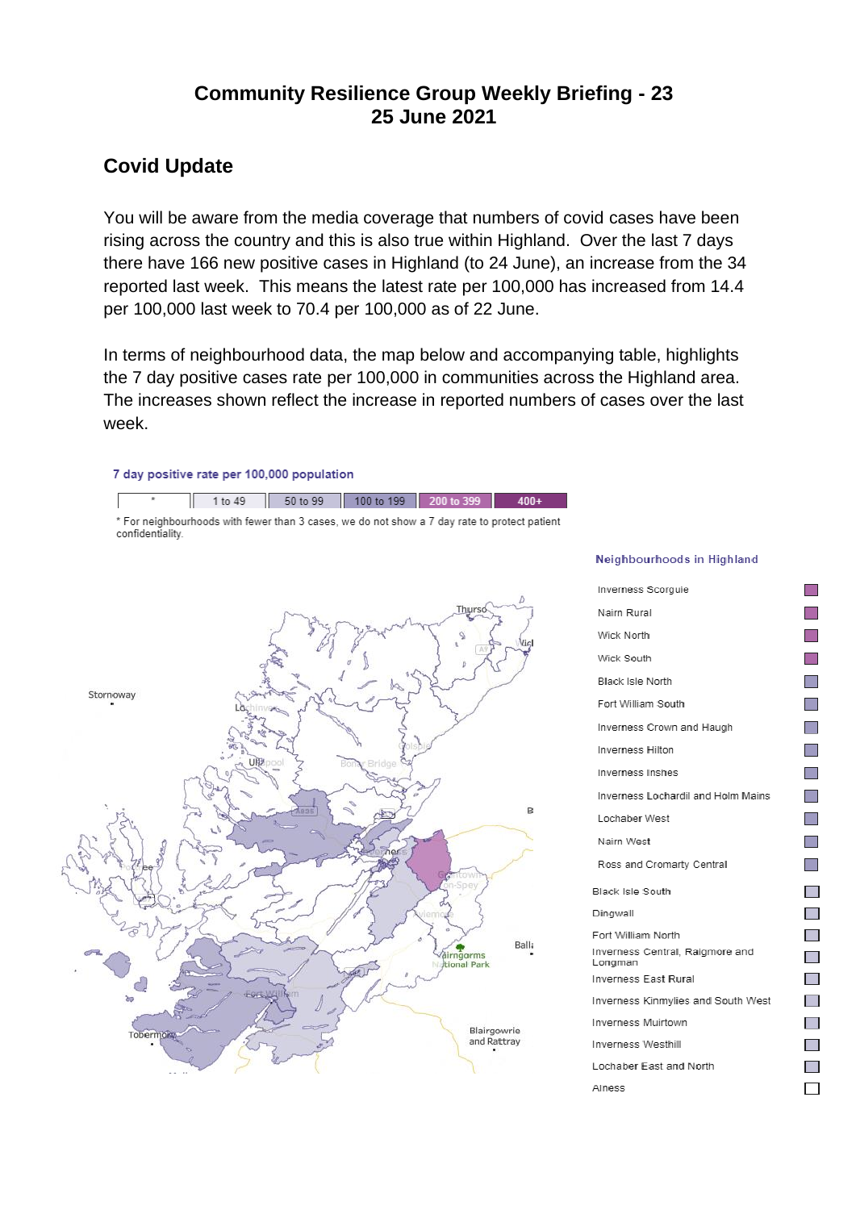# Community Resilience Group Weekly Briefing - 23
# 25 June 2021

## Covid Update

You will be aware from the media coverage that numbers of covid cases have been rising across the country and this is also true within Highland. Over the last 7 days there have 166 new positive cases in Highland (to 24 June), an increase from the 34 reported last week. This means the latest rate per 100,000 has increased from 14.4 per 100,000 last week to 70.4 per 100,000 as of 22 June.

In terms of neighbourhood data, the map below and accompanying table, highlights the 7 day positive cases rate per 100,000 in communities across the Highland area. The increases shown reflect the increase in reported numbers of cases over the last week.

7 day positive rate per 100,000 population

| * | 1 to 49 | 50 to 99 | 100 to 199 | 200 to 399 | 400+ |
|---|---|---|---|---|---|

* For neighbourhoods with fewer than 3 cases, we do not show a 7 day rate to protect patient confidentiality.

**Neighbourhoods in Highland**

- Inverness Scorguie
- Nairn Rural
- Wick North
- Wick South
- Black Isle North
- Fort William South
- Inverness Crown and Haugh
- Inverness Hilton
- Inverness Inshes
- Inverness Lochardil and Holm Mains
- Lochaber West
- Nairn West
- Ross and Cromarty Central
- Black Isle South
- Dingwall
- Fort William North
- Inverness Central, Raigmore and Longman
- Inverness East Rural
- Inverness Kinmylies and South West
- Inverness Muirtown
- Inverness Westhill
- Lochaber East and North
- Alness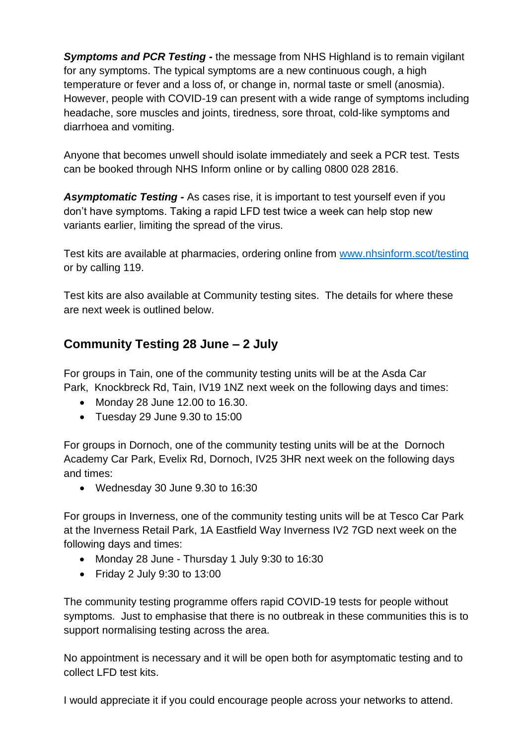***Symptoms and PCR Testing -*** the message from NHS Highland is to remain vigilant for any symptoms. The typical symptoms are a new continuous cough, a high temperature or fever and a loss of, or change in, normal taste or smell (anosmia). However, people with COVID-19 can present with a wide range of symptoms including headache, sore muscles and joints, tiredness, sore throat, cold-like symptoms and diarrhoea and vomiting.

Anyone that becomes unwell should isolate immediately and seek a PCR test. Tests can be booked through NHS Inform online or by calling 0800 028 2816.

***Asymptomatic Testing -*** As cases rise, it is important to test yourself even if you don't have symptoms. Taking a rapid LFD test twice a week can help stop new variants earlier, limiting the spread of the virus.

Test kits are available at pharmacies, ordering online from [www.nhsinform.scot/testing](www.nhsinform.scot/testing) or by calling 119.

Test kits are also available at Community testing sites. The details for where these are next week is outlined below.

## Community Testing 28 June – 2 July

For groups in Tain, one of the community testing units will be at the Asda Car Park, Knockbreck Rd, Tain, IV19 1NZ next week on the following days and times:

- Monday 28 June 12.00 to 16.30.
- Tuesday 29 June 9.30 to 15:00

For groups in Dornoch, one of the community testing units will be at the Dornoch Academy Car Park, Evelix Rd, Dornoch, IV25 3HR next week on the following days and times:

- Wednesday 30 June 9.30 to 16:30

For groups in Inverness, one of the community testing units will be at Tesco Car Park at the Inverness Retail Park, 1A Eastfield Way Inverness IV2 7GD next week on the following days and times:

- Monday 28 June - Thursday 1 July 9:30 to 16:30
- Friday 2 July 9:30 to 13:00

The community testing programme offers rapid COVID-19 tests for people without symptoms. Just to emphasise that there is no outbreak in these communities this is to support normalising testing across the area.

No appointment is necessary and it will be open both for asymptomatic testing and to collect LFD test kits.

I would appreciate it if you could encourage people across your networks to attend.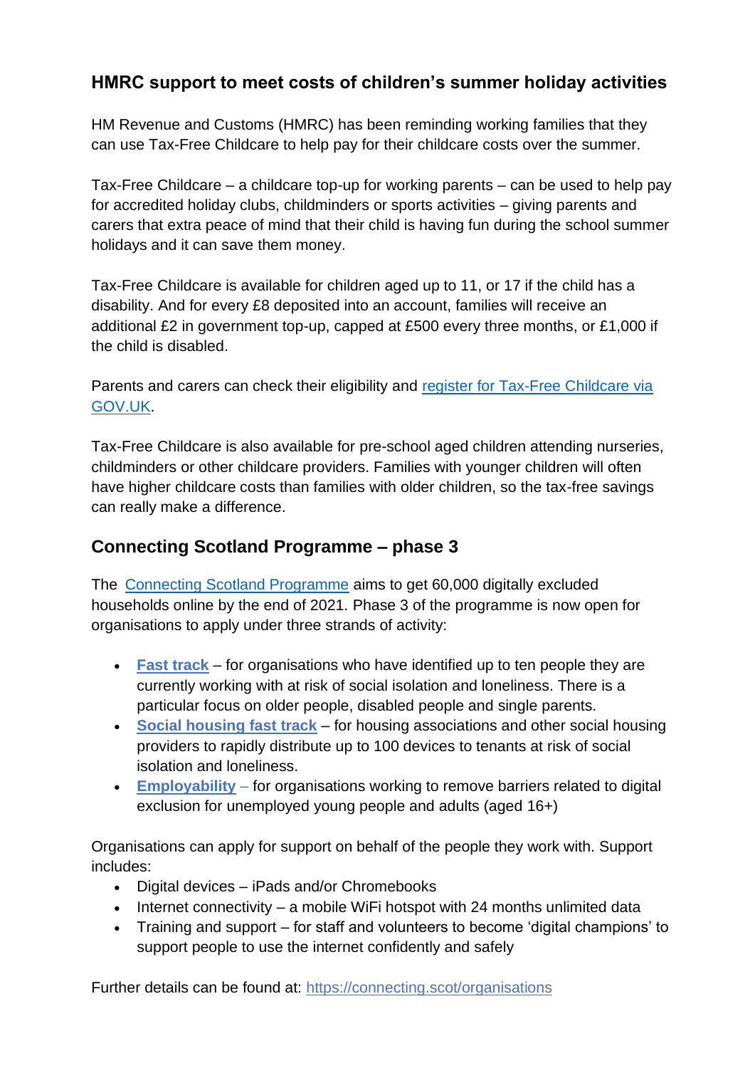## HMRC support to meet costs of children's summer holiday activities

HM Revenue and Customs (HMRC) has been reminding working families that they can use Tax-Free Childcare to help pay for their childcare costs over the summer.

Tax-Free Childcare – a childcare top-up for working parents – can be used to help pay for accredited holiday clubs, childminders or sports activities – giving parents and carers that extra peace of mind that their child is having fun during the school summer holidays and it can save them money.

Tax-Free Childcare is available for children aged up to 11, or 17 if the child has a disability. And for every £8 deposited into an account, families will receive an additional £2 in government top-up, capped at £500 every three months, or £1,000 if the child is disabled.

Parents and carers can check their eligibility and register for Tax-Free Childcare via GOV.UK.

Tax-Free Childcare is also available for pre-school aged children attending nurseries, childminders or other childcare providers. Families with younger children will often have higher childcare costs than families with older children, so the tax-free savings can really make a difference.

## Connecting Scotland Programme – phase 3

The Connecting Scotland Programme aims to get 60,000 digitally excluded households online by the end of 2021. Phase 3 of the programme is now open for organisations to apply under three strands of activity:

- **Fast track** – for organisations who have identified up to ten people they are currently working with at risk of social isolation and loneliness. There is a particular focus on older people, disabled people and single parents.
- **Social housing fast track** – for housing associations and other social housing providers to rapidly distribute up to 100 devices to tenants at risk of social isolation and loneliness.
- **Employability** – for organisations working to remove barriers related to digital exclusion for unemployed young people and adults (aged 16+)

Organisations can apply for support on behalf of the people they work with. Support includes:

- Digital devices – iPads and/or Chromebooks
- Internet connectivity – a mobile WiFi hotspot with 24 months unlimited data
- Training and support – for staff and volunteers to become 'digital champions' to support people to use the internet confidently and safely

Further details can be found at: https://connecting.scot/organisations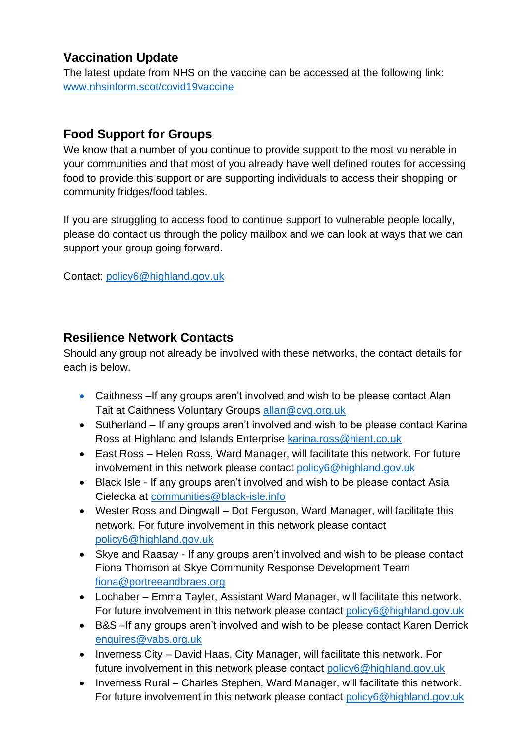## Vaccination Update

The latest update from NHS on the vaccine can be accessed at the following link: www.nhsinform.scot/covid19vaccine

## Food Support for Groups

We know that a number of you continue to provide support to the most vulnerable in your communities and that most of you already have well defined routes for accessing food to provide this support or are supporting individuals to access their shopping or community fridges/food tables.

If you are struggling to access food to continue support to vulnerable people locally, please do contact us through the policy mailbox and we can look at ways that we can support your group going forward.

Contact: policy6@highland.gov.uk

## Resilience Network Contacts

Should any group not already be involved with these networks, the contact details for each is below.

- Caithness –If any groups aren't involved and wish to be please contact Alan Tait at Caithness Voluntary Groups allan@cvg.org.uk
- Sutherland – If any groups aren't involved and wish to be please contact Karina Ross at Highland and Islands Enterprise karina.ross@hient.co.uk
- East Ross – Helen Ross, Ward Manager, will facilitate this network. For future involvement in this network please contact policy6@highland.gov.uk
- Black Isle - If any groups aren't involved and wish to be please contact Asia Cielecka at communities@black-isle.info
- Wester Ross and Dingwall – Dot Ferguson, Ward Manager, will facilitate this network. For future involvement in this network please contact policy6@highland.gov.uk
- Skye and Raasay - If any groups aren't involved and wish to be please contact Fiona Thomson at Skye Community Response Development Team fiona@portreeandbraes.org
- Lochaber – Emma Tayler, Assistant Ward Manager, will facilitate this network. For future involvement in this network please contact policy6@highland.gov.uk
- B&S –If any groups aren't involved and wish to be please contact Karen Derrick enquires@vabs.org.uk
- Inverness City – David Haas, City Manager, will facilitate this network. For future involvement in this network please contact policy6@highland.gov.uk
- Inverness Rural – Charles Stephen, Ward Manager, will facilitate this network. For future involvement in this network please contact policy6@highland.gov.uk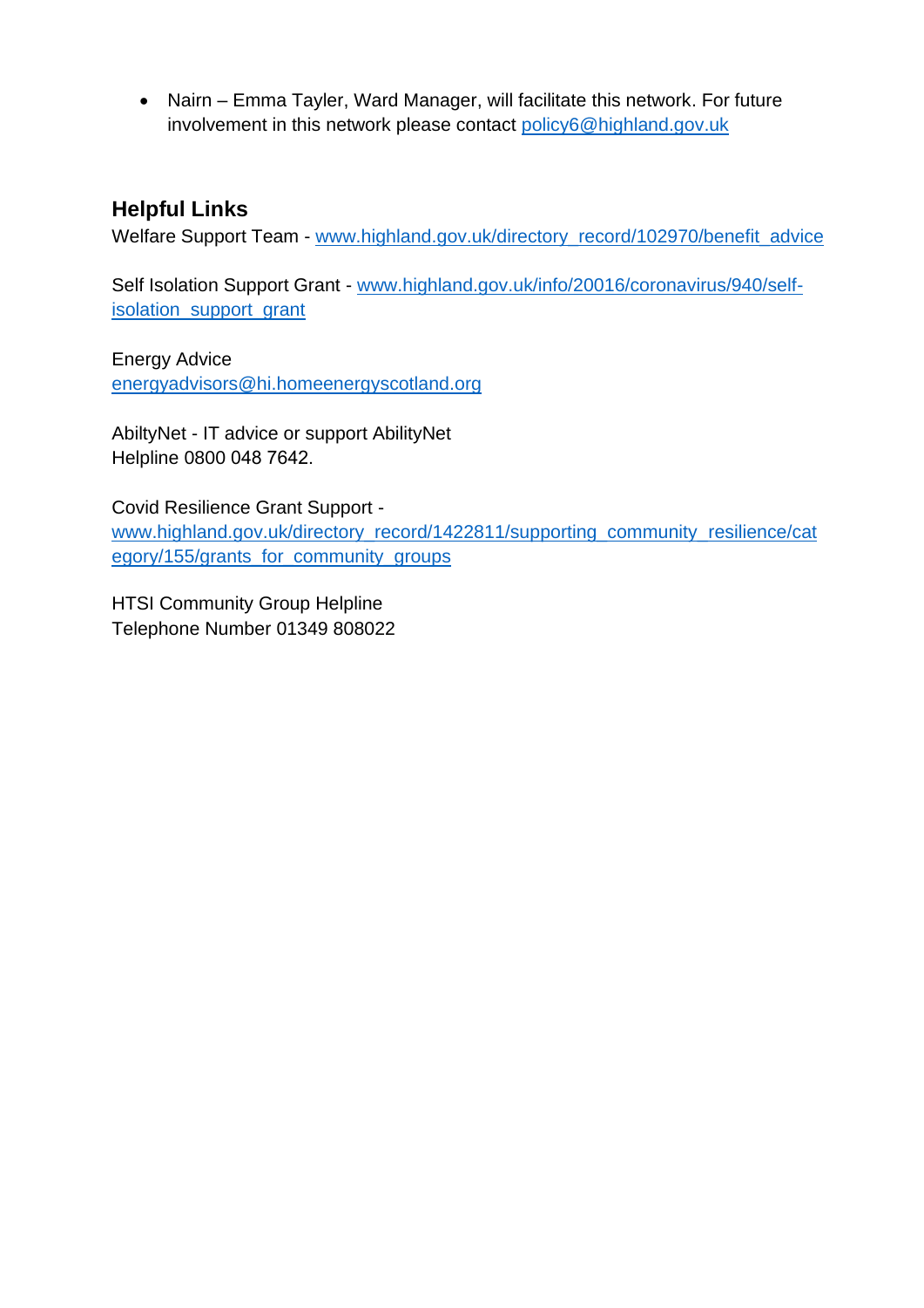- Nairn – Emma Tayler, Ward Manager, will facilitate this network. For future involvement in this network please contact policy6@highland.gov.uk

## Helpful Links

Welfare Support Team - www.highland.gov.uk/directory_record/102970/benefit_advice

Self Isolation Support Grant - www.highland.gov.uk/info/20016/coronavirus/940/self-isolation_support_grant

Energy Advice
energyadvisors@hi.homeenergyscotland.org

AbiltyNet - IT advice or support AbilityNet
Helpline 0800 048 7642.

Covid Resilience Grant Support -
www.highland.gov.uk/directory_record/1422811/supporting_community_resilience/category/155/grants_for_community_groups

HTSI Community Group Helpline
Telephone Number 01349 808022